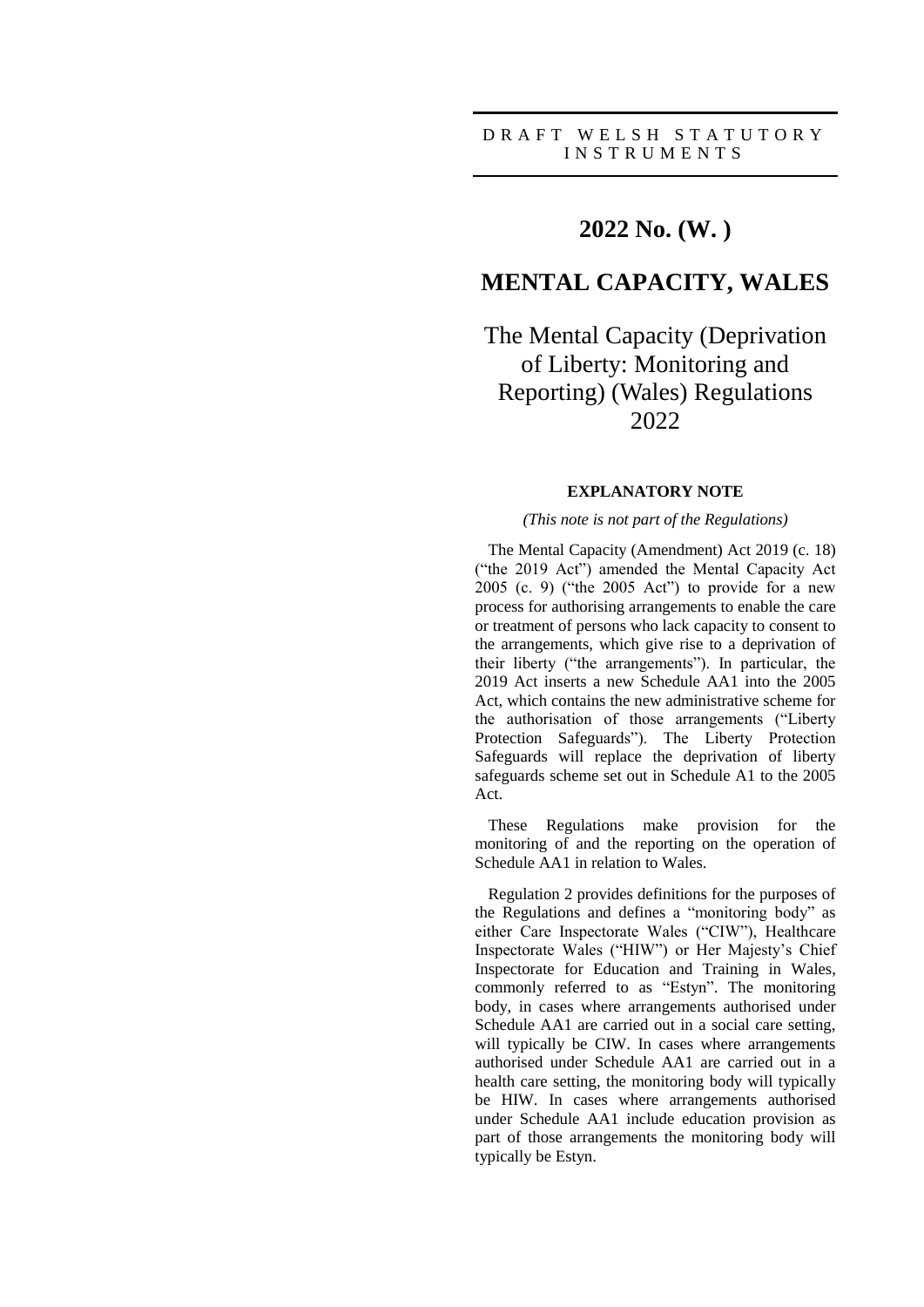DRAFT WELSH STATUTORY INSTRUMENTS

# 2022 No. (W. )

# MENTAL CAPACITY, WALES

## The Mental Capacity (Deprivation of Liberty: Monitoring and Reporting) (Wales) Regulations 2022

### EXPLANATORY NOTE

*(This note is not part of the Regulations)*

The Mental Capacity (Amendment) Act 2019 (c. 18) ("the 2019 Act") amended the Mental Capacity Act 2005 (c. 9) ("the 2005 Act") to provide for a new process for authorising arrangements to enable the care or treatment of persons who lack capacity to consent to the arrangements, which give rise to a deprivation of their liberty ("the arrangements"). In particular, the 2019 Act inserts a new Schedule AA1 into the 2005 Act, which contains the new administrative scheme for the authorisation of those arrangements ("Liberty Protection Safeguards"). The Liberty Protection Safeguards will replace the deprivation of liberty safeguards scheme set out in Schedule A1 to the 2005 Act.

These Regulations make provision for the monitoring of and the reporting on the operation of Schedule AA1 in relation to Wales.

Regulation 2 provides definitions for the purposes of the Regulations and defines a "monitoring body" as either Care Inspectorate Wales ("CIW"), Healthcare Inspectorate Wales ("HIW") or Her Majesty's Chief Inspectorate for Education and Training in Wales, commonly referred to as "Estyn". The monitoring body, in cases where arrangements authorised under Schedule AA1 are carried out in a social care setting, will typically be CIW. In cases where arrangements authorised under Schedule AA1 are carried out in a health care setting, the monitoring body will typically be HIW. In cases where arrangements authorised under Schedule AA1 include education provision as part of those arrangements the monitoring body will typically be Estyn.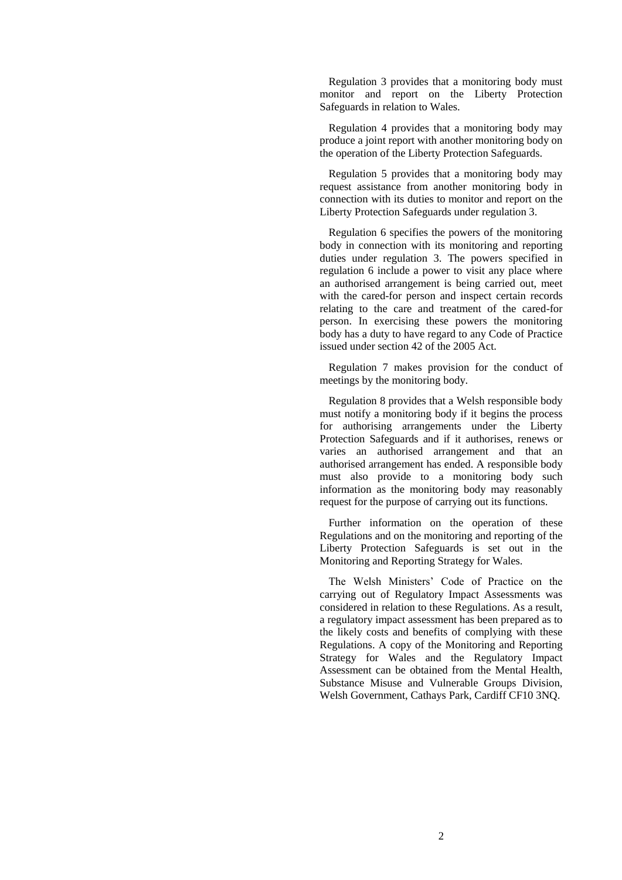Regulation 3 provides that a monitoring body must monitor and report on the Liberty Protection Safeguards in relation to Wales.

Regulation 4 provides that a monitoring body may produce a joint report with another monitoring body on the operation of the Liberty Protection Safeguards.

Regulation 5 provides that a monitoring body may request assistance from another monitoring body in connection with its duties to monitor and report on the Liberty Protection Safeguards under regulation 3.

Regulation 6 specifies the powers of the monitoring body in connection with its monitoring and reporting duties under regulation 3. The powers specified in regulation 6 include a power to visit any place where an authorised arrangement is being carried out, meet with the cared-for person and inspect certain records relating to the care and treatment of the cared-for person. In exercising these powers the monitoring body has a duty to have regard to any Code of Practice issued under section 42 of the 2005 Act.

Regulation 7 makes provision for the conduct of meetings by the monitoring body.

Regulation 8 provides that a Welsh responsible body must notify a monitoring body if it begins the process for authorising arrangements under the Liberty Protection Safeguards and if it authorises, renews or varies an authorised arrangement and that an authorised arrangement has ended. A responsible body must also provide to a monitoring body such information as the monitoring body may reasonably request for the purpose of carrying out its functions.

Further information on the operation of these Regulations and on the monitoring and reporting of the Liberty Protection Safeguards is set out in the Monitoring and Reporting Strategy for Wales.

The Welsh Ministers' Code of Practice on the carrying out of Regulatory Impact Assessments was considered in relation to these Regulations. As a result, a regulatory impact assessment has been prepared as to the likely costs and benefits of complying with these Regulations. A copy of the Monitoring and Reporting Strategy for Wales and the Regulatory Impact Assessment can be obtained from the Mental Health, Substance Misuse and Vulnerable Groups Division, Welsh Government, Cathays Park, Cardiff CF10 3NQ.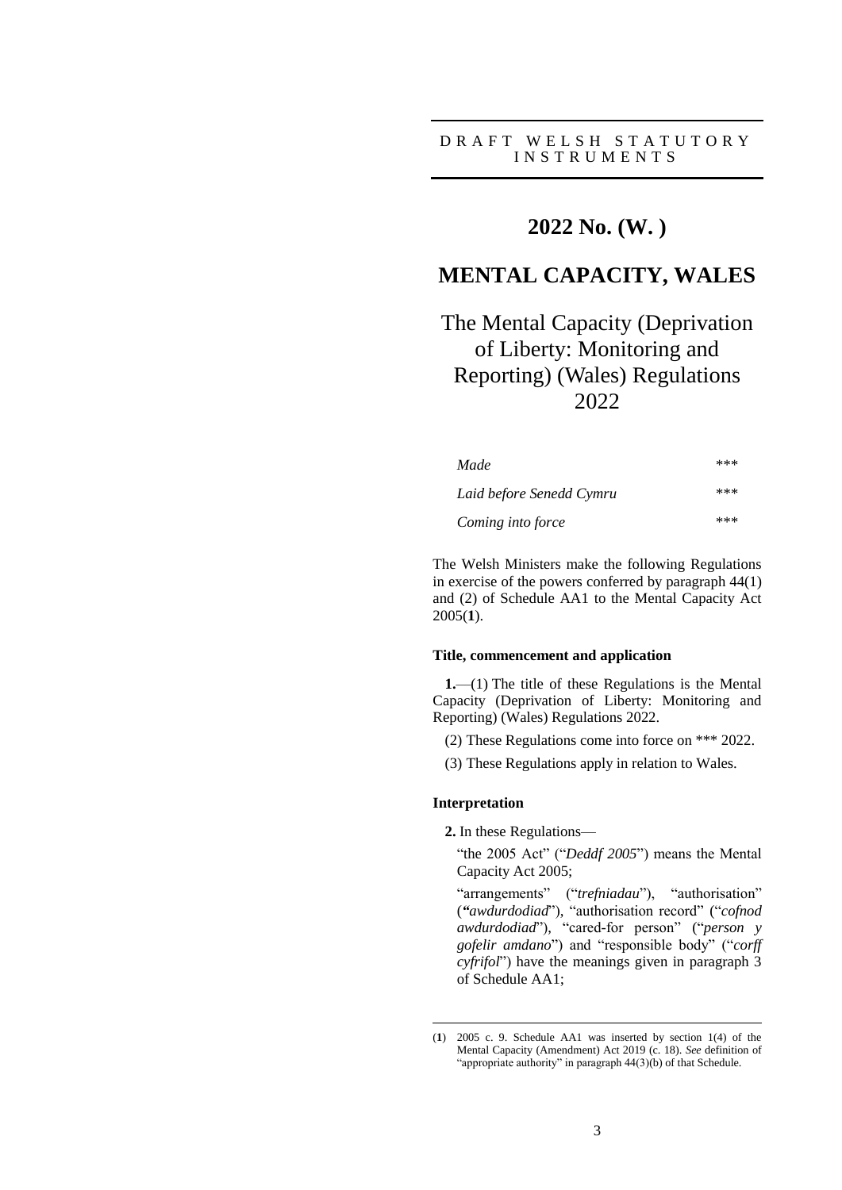DRAFT WELSH STATUTORY INSTRUMENTS

# 2022 No. (W. )

# MENTAL CAPACITY, WALES

## The Mental Capacity (Deprivation of Liberty: Monitoring and Reporting) (Wales) Regulations 2022

| | |
|---|---|
| *Made* | \*\*\* |
| *Laid before Senedd Cymru* | \*\*\* |
| *Coming into force* | \*\*\* |

The Welsh Ministers make the following Regulations in exercise of the powers conferred by paragraph 44(1) and (2) of Schedule AA1 to the Mental Capacity Act 2005([1]).

### Title, commencement and application

**1.**—(1) The title of these Regulations is the Mental Capacity (Deprivation of Liberty: Monitoring and Reporting) (Wales) Regulations 2022.

(2) These Regulations come into force on \*\*\* 2022.

(3) These Regulations apply in relation to Wales.

### Interpretation

**2.** In these Regulations—

"the 2005 Act" ("*Deddf 2005*") means the Mental Capacity Act 2005;

"arrangements" ("*trefniadau*"), "authorisation" ("*awdurdodiad*"), "authorisation record" ("*cofnod awdurdodiad*"), "cared-for person" ("*person y gofelir amdano*") and "responsible body" ("*corff cyfrifol*") have the meanings given in paragraph 3 of Schedule AA1;

---

([1]) 2005 c. 9. Schedule AA1 was inserted by section 1(4) of the Mental Capacity (Amendment) Act 2019 (c. 18). *See* definition of "appropriate authority" in paragraph 44(3)(b) of that Schedule.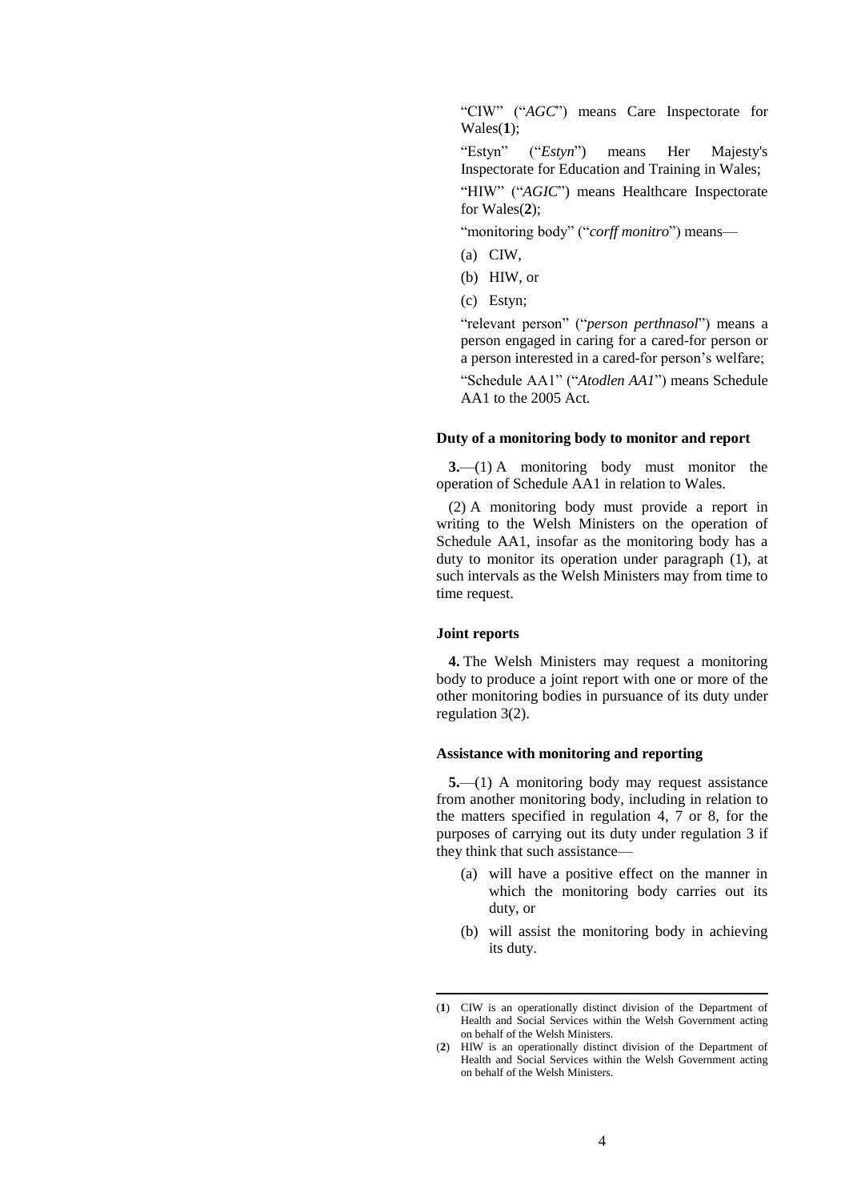"CIW" ("*AGC*") means Care Inspectorate for Wales([1]);

"Estyn" ("*Estyn*") means Her Majesty's Inspectorate for Education and Training in Wales;

"HIW" ("*AGIC*") means Healthcare Inspectorate for Wales([2]);

"monitoring body" ("*corff monitro*") means—

(a) CIW,

(b) HIW, or

(c) Estyn;

"relevant person" ("*person perthnasol*") means a person engaged in caring for a cared-for person or a person interested in a cared-for person's welfare;

"Schedule AA1" ("*Atodlen AA1*") means Schedule AA1 to the 2005 Act.

#### Duty of a monitoring body to monitor and report

**3.**—(1) A monitoring body must monitor the operation of Schedule AA1 in relation to Wales.

(2) A monitoring body must provide a report in writing to the Welsh Ministers on the operation of Schedule AA1, insofar as the monitoring body has a duty to monitor its operation under paragraph (1), at such intervals as the Welsh Ministers may from time to time request.

#### Joint reports

**4.** The Welsh Ministers may request a monitoring body to produce a joint report with one or more of the other monitoring bodies in pursuance of its duty under regulation 3(2).

#### Assistance with monitoring and reporting

**5.**—(1) A monitoring body may request assistance from another monitoring body, including in relation to the matters specified in regulation 4, 7 or 8, for the purposes of carrying out its duty under regulation 3 if they think that such assistance—

(a) will have a positive effect on the manner in which the monitoring body carries out its duty, or

(b) will assist the monitoring body in achieving its duty.

---

([1]) CIW is an operationally distinct division of the Department of Health and Social Services within the Welsh Government acting on behalf of the Welsh Ministers.

([2]) HIW is an operationally distinct division of the Department of Health and Social Services within the Welsh Government acting on behalf of the Welsh Ministers.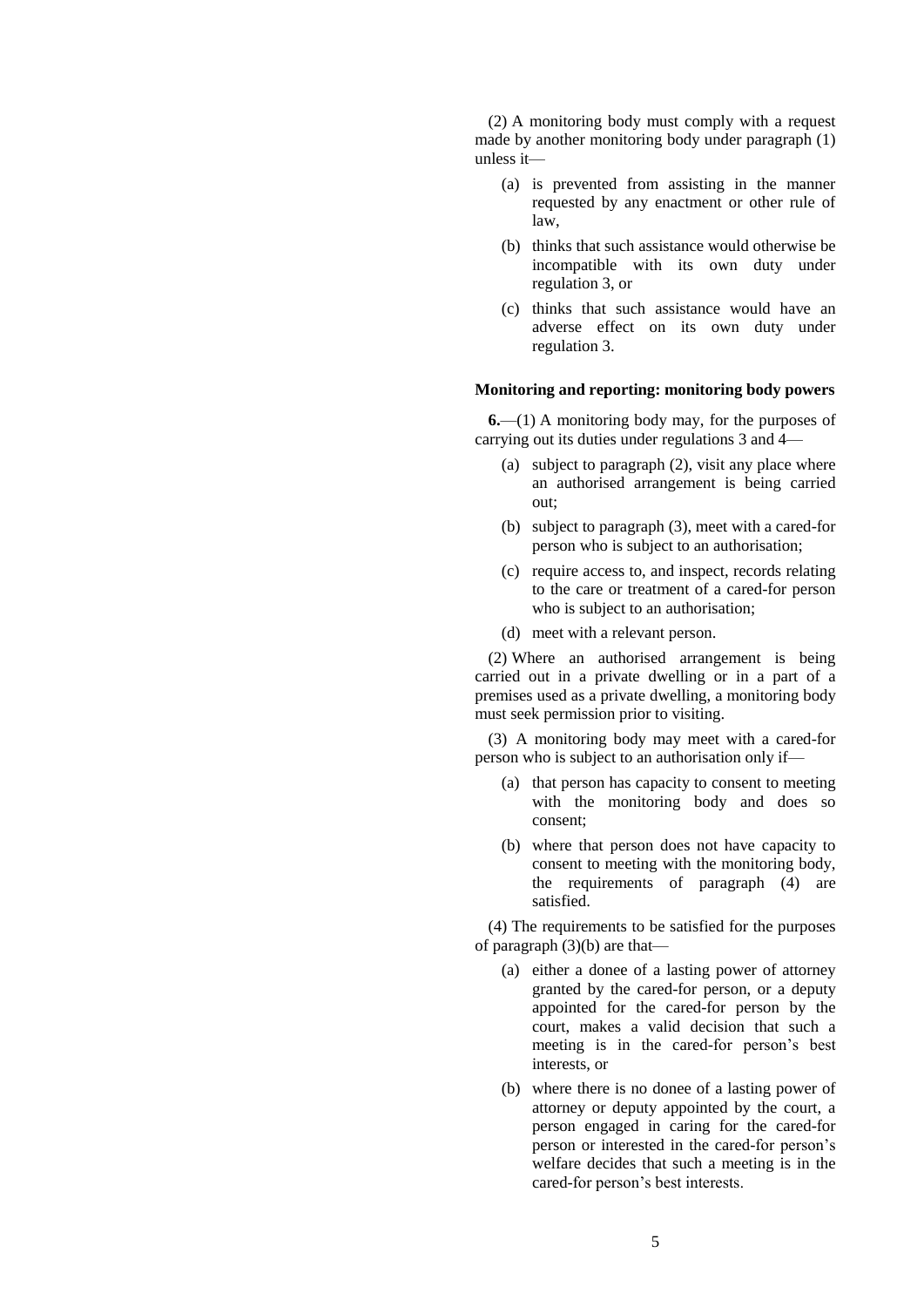(2) A monitoring body must comply with a request made by another monitoring body under paragraph (1) unless it—

- (a) is prevented from assisting in the manner requested by any enactment or other rule of law,
- (b) thinks that such assistance would otherwise be incompatible with its own duty under regulation 3, or
- (c) thinks that such assistance would have an adverse effect on its own duty under regulation 3.

**Monitoring and reporting: monitoring body powers**

**6.**—(1) A monitoring body may, for the purposes of carrying out its duties under regulations 3 and 4—

- (a) subject to paragraph (2), visit any place where an authorised arrangement is being carried out;
- (b) subject to paragraph (3), meet with a cared-for person who is subject to an authorisation;
- (c) require access to, and inspect, records relating to the care or treatment of a cared-for person who is subject to an authorisation;
- (d) meet with a relevant person.

(2) Where an authorised arrangement is being carried out in a private dwelling or in a part of a premises used as a private dwelling, a monitoring body must seek permission prior to visiting.

(3) A monitoring body may meet with a cared-for person who is subject to an authorisation only if—

- (a) that person has capacity to consent to meeting with the monitoring body and does so consent;
- (b) where that person does not have capacity to consent to meeting with the monitoring body, the requirements of paragraph (4) are satisfied.

(4) The requirements to be satisfied for the purposes of paragraph (3)(b) are that—

- (a) either a donee of a lasting power of attorney granted by the cared-for person, or a deputy appointed for the cared-for person by the court, makes a valid decision that such a meeting is in the cared-for person's best interests, or
- (b) where there is no donee of a lasting power of attorney or deputy appointed by the court, a person engaged in caring for the cared-for person or interested in the cared-for person's welfare decides that such a meeting is in the cared-for person's best interests.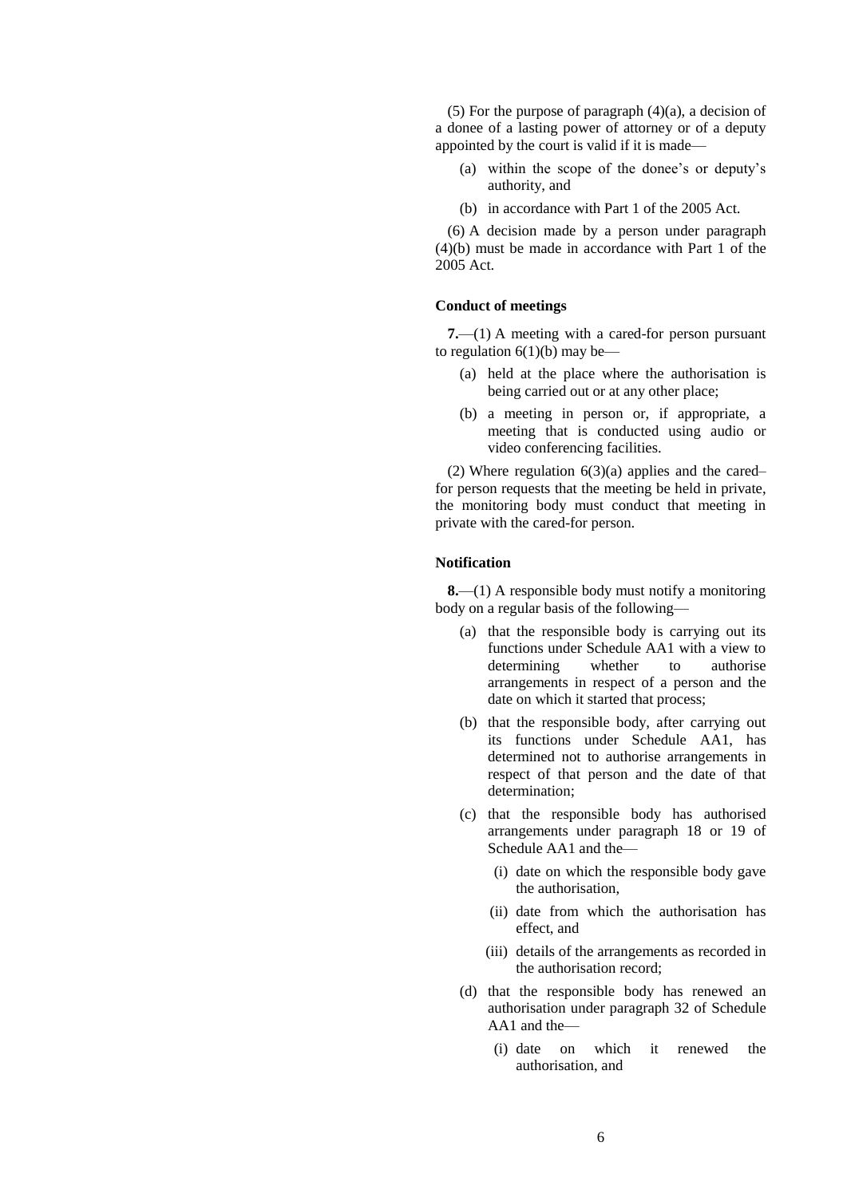(5) For the purpose of paragraph (4)(a), a decision of a donee of a lasting power of attorney or of a deputy appointed by the court is valid if it is made—

- (a) within the scope of the donee's or deputy's authority, and
- (b) in accordance with Part 1 of the 2005 Act.

(6) A decision made by a person under paragraph (4)(b) must be made in accordance with Part 1 of the 2005 Act.

**Conduct of meetings**

**7.**—(1) A meeting with a cared-for person pursuant to regulation 6(1)(b) may be—

- (a) held at the place where the authorisation is being carried out or at any other place;
- (b) a meeting in person or, if appropriate, a meeting that is conducted using audio or video conferencing facilities.

(2) Where regulation 6(3)(a) applies and the cared–for person requests that the meeting be held in private, the monitoring body must conduct that meeting in private with the cared-for person.

**Notification**

**8.**—(1) A responsible body must notify a monitoring body on a regular basis of the following—

- (a) that the responsible body is carrying out its functions under Schedule AA1 with a view to determining whether to authorise arrangements in respect of a person and the date on which it started that process;
- (b) that the responsible body, after carrying out its functions under Schedule AA1, has determined not to authorise arrangements in respect of that person and the date of that determination;
- (c) that the responsible body has authorised arrangements under paragraph 18 or 19 of Schedule AA1 and the—
  - (i) date on which the responsible body gave the authorisation,
  - (ii) date from which the authorisation has effect, and
  - (iii) details of the arrangements as recorded in the authorisation record;
- (d) that the responsible body has renewed an authorisation under paragraph 32 of Schedule AA1 and the—
  - (i) date on which it renewed the authorisation, and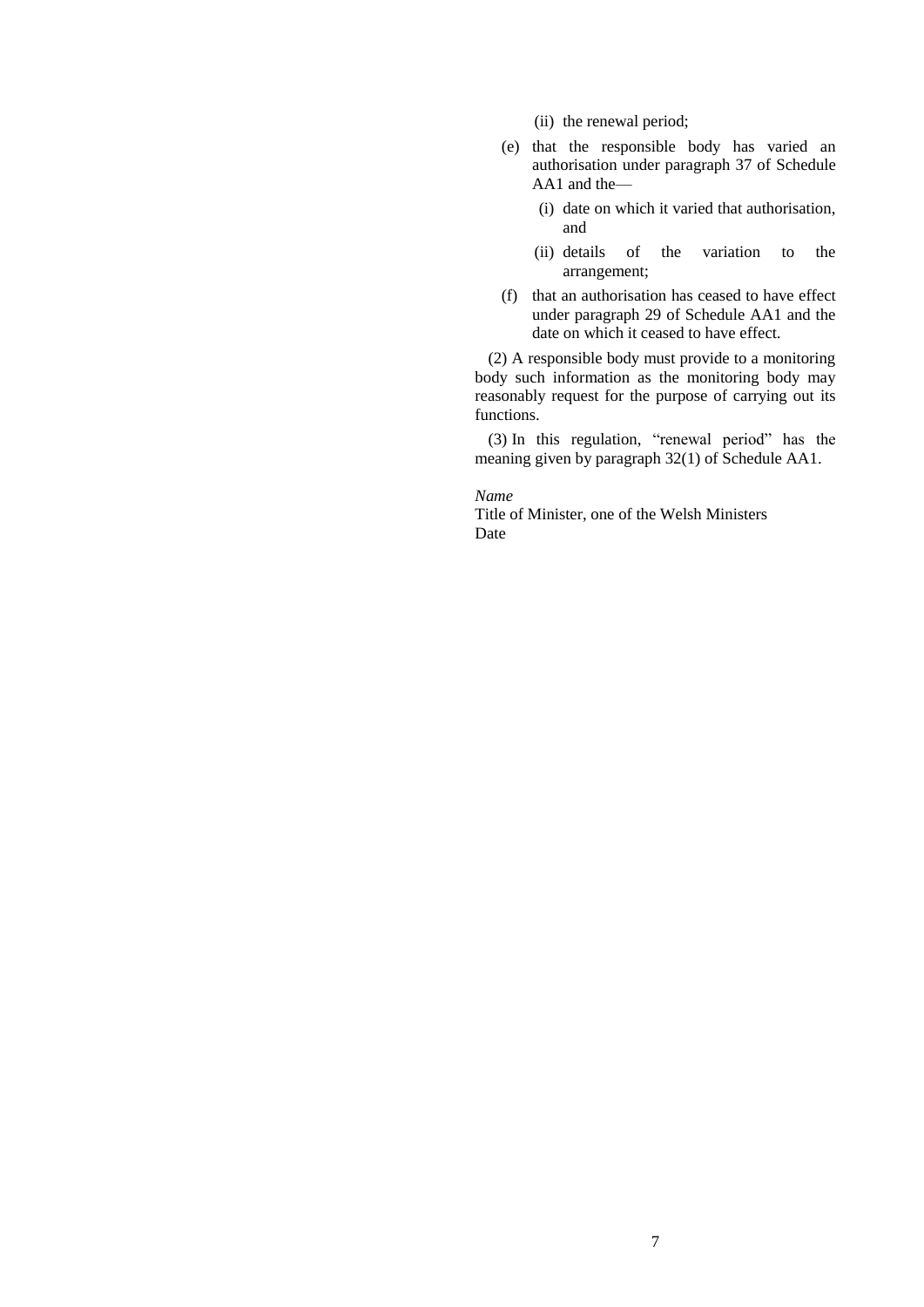(ii) the renewal period;

(e) that the responsible body has varied an authorisation under paragraph 37 of Schedule AA1 and the—

(i) date on which it varied that authorisation, and

(ii) details of the variation to the arrangement;

(f) that an authorisation has ceased to have effect under paragraph 29 of Schedule AA1 and the date on which it ceased to have effect.

(2) A responsible body must provide to a monitoring body such information as the monitoring body may reasonably request for the purpose of carrying out its functions.

(3) In this regulation, "renewal period" has the meaning given by paragraph 32(1) of Schedule AA1.

*Name*
Title of Minister, one of the Welsh Ministers
Date